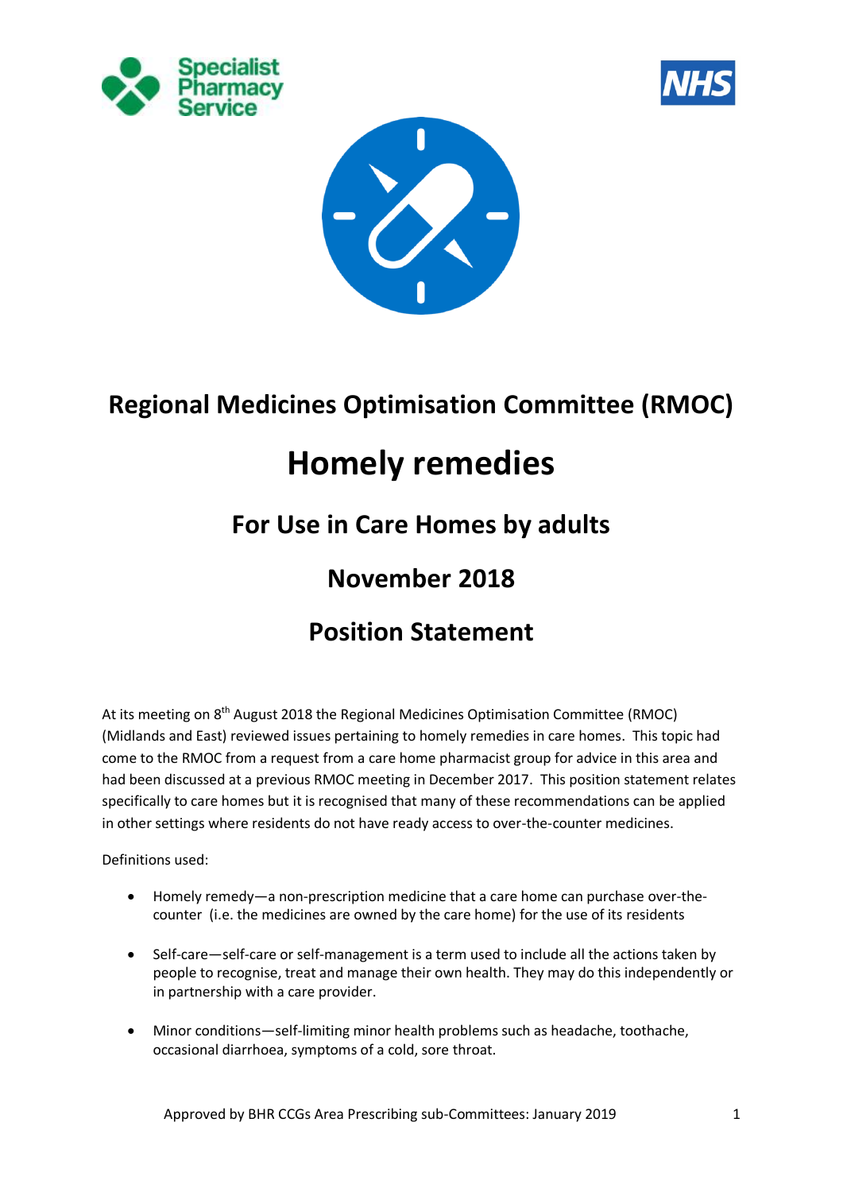# Regional Medicines Optimisation Committee (RMOC)

# Homely remedies

## For Use in Care Homes by adults

## November 2018

## Position Statement

At its meeting on 8th August 2018 the Regional Medicines Optimisation Committee (RMOC) (Midlands and East) reviewed issues pertaining to homely remedies in care homes. This topic had come to the RMOC from a request from a care home pharmacist group for advice in this area and had been discussed at a previous RMOC meeting in December 2017. This position statement relates specifically to care homes but it is recognised that many of these recommendations can be applied in other settings where residents do not have ready access to over-the-counter medicines.

Definitions used:

- Homely remedy—a non-prescription medicine that a care home can purchase over-the-counter (i.e. the medicines are owned by the care home) for the use of its residents
- Self-care—self-care or self-management is a term used to include all the actions taken by people to recognise, treat and manage their own health. They may do this independently or in partnership with a care provider.
- Minor conditions—self-limiting minor health problems such as headache, toothache, occasional diarrhoea, symptoms of a cold, sore throat.

Approved by BHR CCGs Area Prescribing sub-Committees: January 2019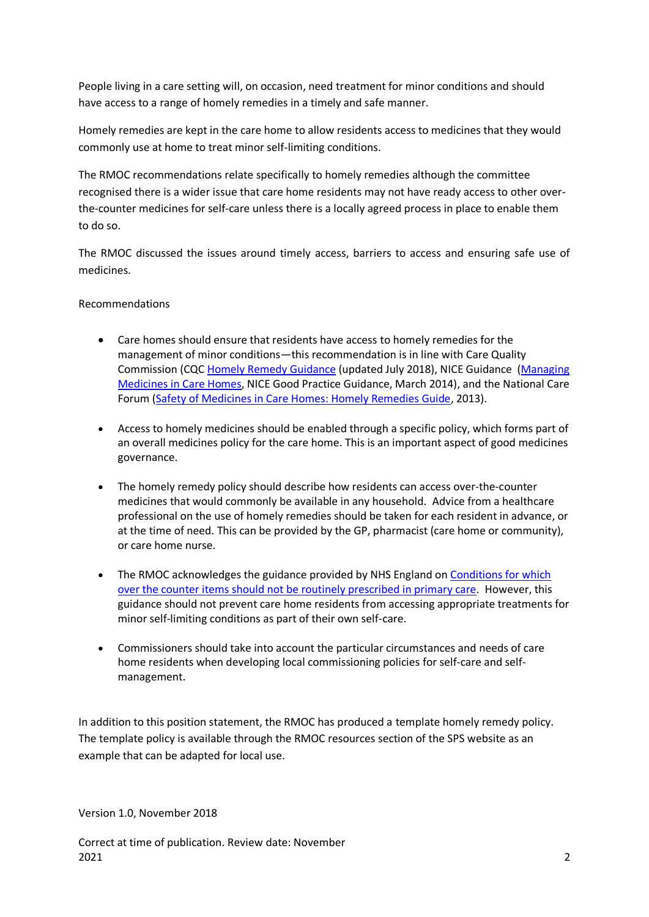People living in a care setting will, on occasion, need treatment for minor conditions and should have access to a range of homely remedies in a timely and safe manner.

Homely remedies are kept in the care home to allow residents access to medicines that they would commonly use at home to treat minor self-limiting conditions.

The RMOC recommendations relate specifically to homely remedies although the committee recognised there is a wider issue that care home residents may not have ready access to other over-the-counter medicines for self-care unless there is a locally agreed process in place to enable them to do so.

The RMOC discussed the issues around timely access, barriers to access and ensuring safe use of medicines.

Recommendations

- Care homes should ensure that residents have access to homely remedies for the management of minor conditions—this recommendation is in line with Care Quality Commission (CQC Homely Remedy Guidance (updated July 2018), NICE Guidance (Managing Medicines in Care Homes, NICE Good Practice Guidance, March 2014), and the National Care Forum (Safety of Medicines in Care Homes: Homely Remedies Guide, 2013).

- Access to homely medicines should be enabled through a specific policy, which forms part of an overall medicines policy for the care home. This is an important aspect of good medicines governance.

- The homely remedy policy should describe how residents can access over-the-counter medicines that would commonly be available in any household. Advice from a healthcare professional on the use of homely remedies should be taken for each resident in advance, or at the time of need. This can be provided by the GP, pharmacist (care home or community), or care home nurse.

- The RMOC acknowledges the guidance provided by NHS England on Conditions for which over the counter items should not be routinely prescribed in primary care. However, this guidance should not prevent care home residents from accessing appropriate treatments for minor self-limiting conditions as part of their own self-care.

- Commissioners should take into account the particular circumstances and needs of care home residents when developing local commissioning policies for self-care and self-management.

In addition to this position statement, the RMOC has produced a template homely remedy policy. The template policy is available through the RMOC resources section of the SPS website as an example that can be adapted for local use.

Version 1.0, November 2018

Correct at time of publication. Review date: November 2021